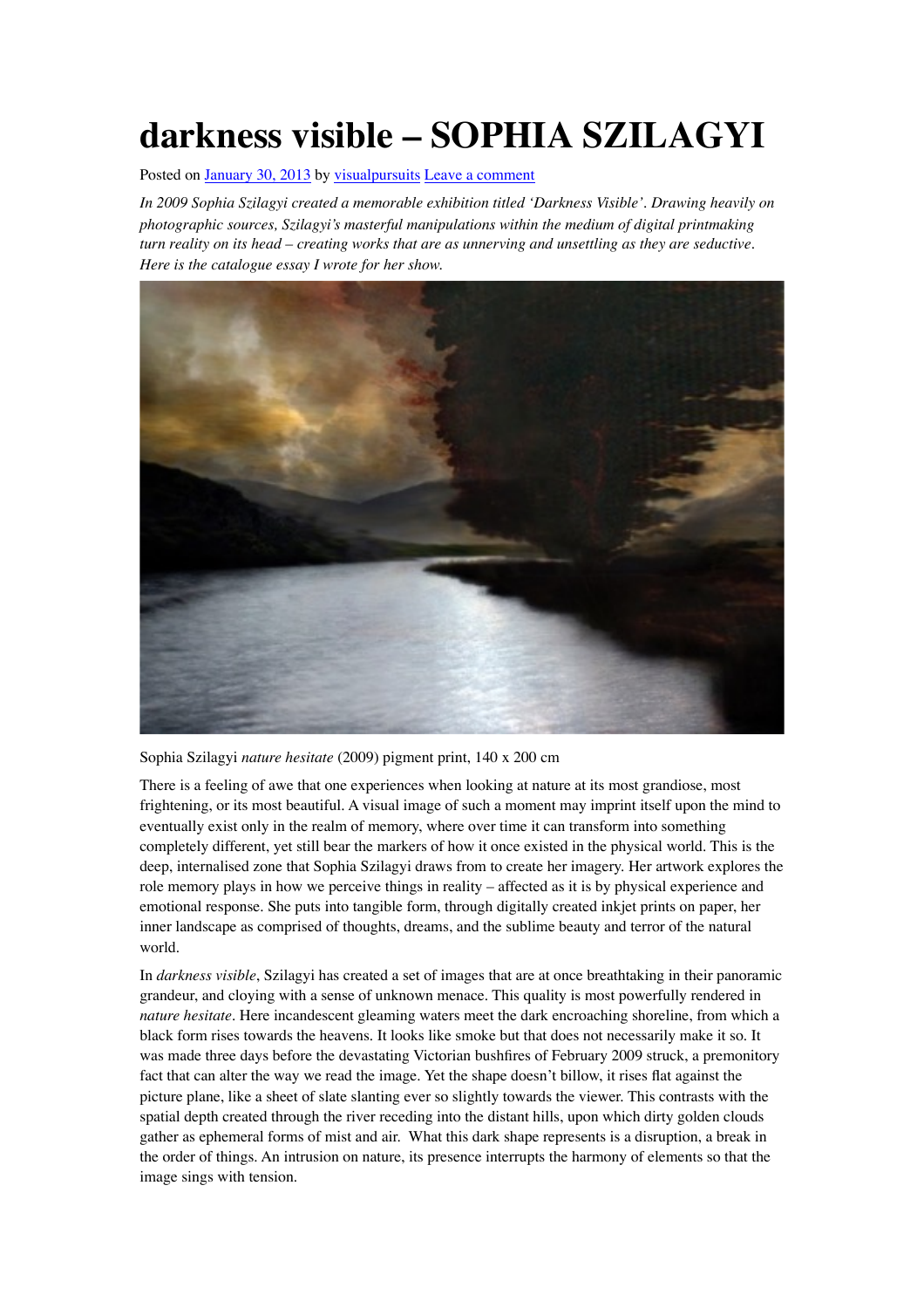# darkness visible – SOPHIA SZILAGYI

Posted on January 30, 2013 by visualpursuits Leave a comment

*In 2009 Sophia Szilagyi created a memorable exhibition titled 'Darkness Visible'. Drawing heavily on photographic sources, Szilagyi's masterful manipulations within the medium of digital printmaking turn reality on its head – creating works that are as unnerving and unsettling as they are seductive. Here is the catalogue essay I wrote for her show.*

Sophia Szilagyi *nature hesitate* (2009) pigment print, 140 x 200 cm

There is a feeling of awe that one experiences when looking at nature at its most grandiose, most frightening, or its most beautiful. A visual image of such a moment may imprint itself upon the mind to eventually exist only in the realm of memory, where over time it can transform into something completely different, yet still bear the markers of how it once existed in the physical world. This is the deep, internalised zone that Sophia Szilagyi draws from to create her imagery. Her artwork explores the role memory plays in how we perceive things in reality – affected as it is by physical experience and emotional response. She puts into tangible form, through digitally created inkjet prints on paper, her inner landscape as comprised of thoughts, dreams, and the sublime beauty and terror of the natural world.

In *darkness visible*, Szilagyi has created a set of images that are at once breathtaking in their panoramic grandeur, and cloying with a sense of unknown menace. This quality is most powerfully rendered in *nature hesitate*. Here incandescent gleaming waters meet the dark encroaching shoreline, from which a black form rises towards the heavens. It looks like smoke but that does not necessarily make it so. It was made three days before the devastating Victorian bushfires of February 2009 struck, a premonitory fact that can alter the way we read the image. Yet the shape doesn't billow, it rises flat against the picture plane, like a sheet of slate slanting ever so slightly towards the viewer. This contrasts with the spatial depth created through the river receding into the distant hills, upon which dirty golden clouds gather as ephemeral forms of mist and air. What this dark shape represents is a disruption, a break in the order of things. An intrusion on nature, its presence interrupts the harmony of elements so that the image sings with tension.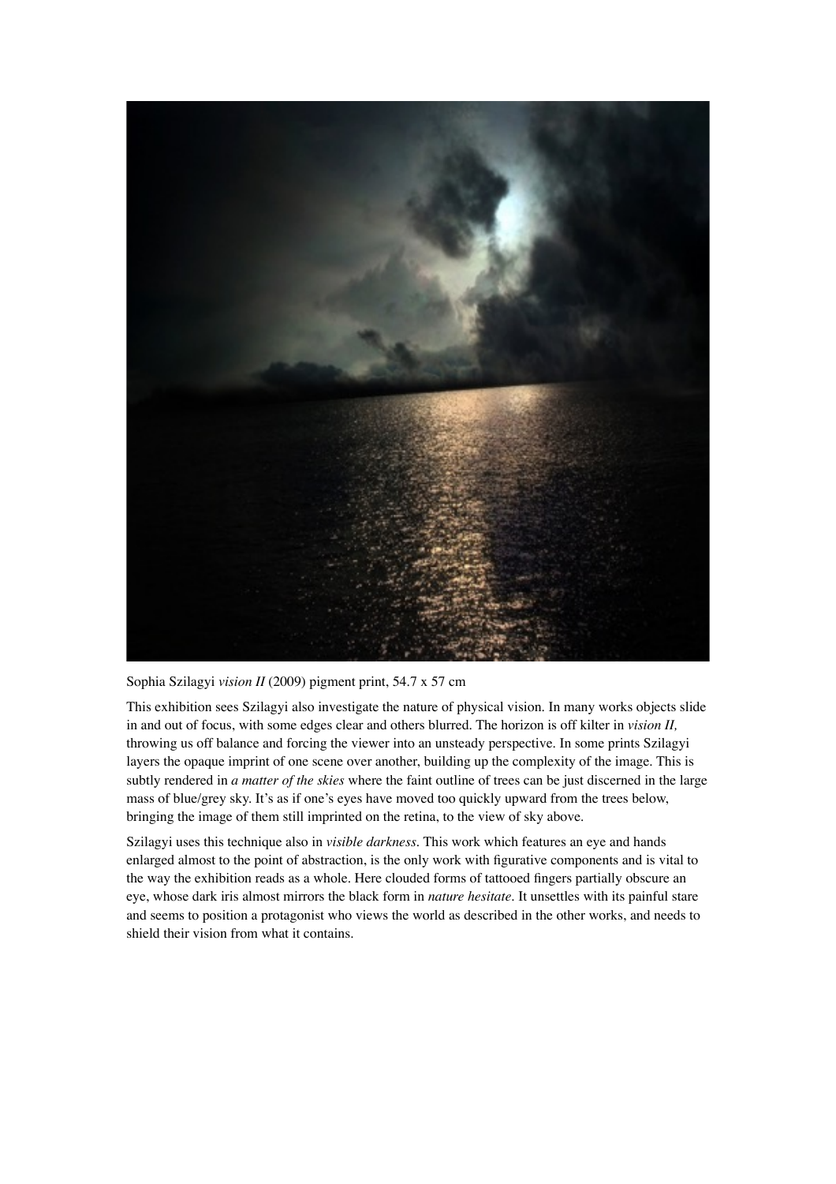Sophia Szilagyi *vision II* (2009) pigment print, 54.7 x 57 cm

This exhibition sees Szilagyi also investigate the nature of physical vision. In many works objects slide in and out of focus, with some edges clear and others blurred. The horizon is off kilter in *vision II,* throwing us off balance and forcing the viewer into an unsteady perspective. In some prints Szilagyi layers the opaque imprint of one scene over another, building up the complexity of the image. This is subtly rendered in *a matter of the skies* where the faint outline of trees can be just discerned in the large mass of blue/grey sky. It's as if one's eyes have moved too quickly upward from the trees below, bringing the image of them still imprinted on the retina, to the view of sky above.

Szilagyi uses this technique also in *visible darkness*. This work which features an eye and hands enlarged almost to the point of abstraction, is the only work with figurative components and is vital to the way the exhibition reads as a whole. Here clouded forms of tattooed fingers partially obscure an eye, whose dark iris almost mirrors the black form in *nature hesitate*. It unsettles with its painful stare and seems to position a protagonist who views the world as described in the other works, and needs to shield their vision from what it contains.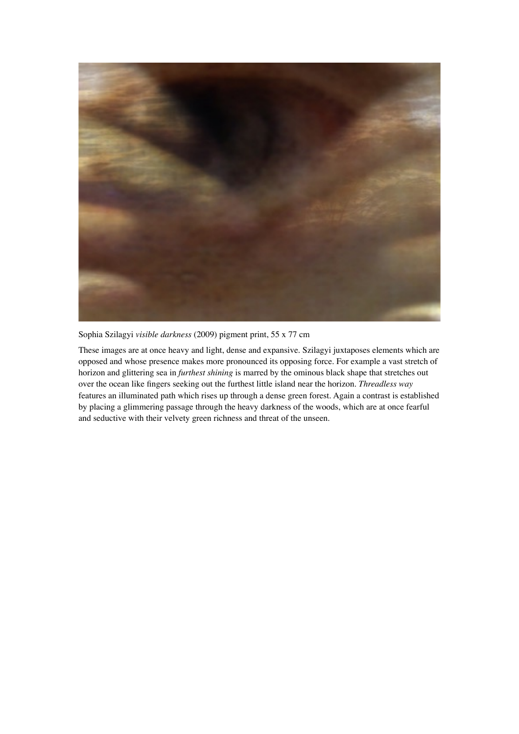Sophia Szilagyi *visible darkness* (2009) pigment print, 55 x 77 cm

These images are at once heavy and light, dense and expansive. Szilagyi juxtaposes elements which are opposed and whose presence makes more pronounced its opposing force. For example a vast stretch of horizon and glittering sea in *furthest shining* is marred by the ominous black shape that stretches out over the ocean like fingers seeking out the furthest little island near the horizon. *Threadless way* features an illuminated path which rises up through a dense green forest. Again a contrast is established by placing a glimmering passage through the heavy darkness of the woods, which are at once fearful and seductive with their velvety green richness and threat of the unseen.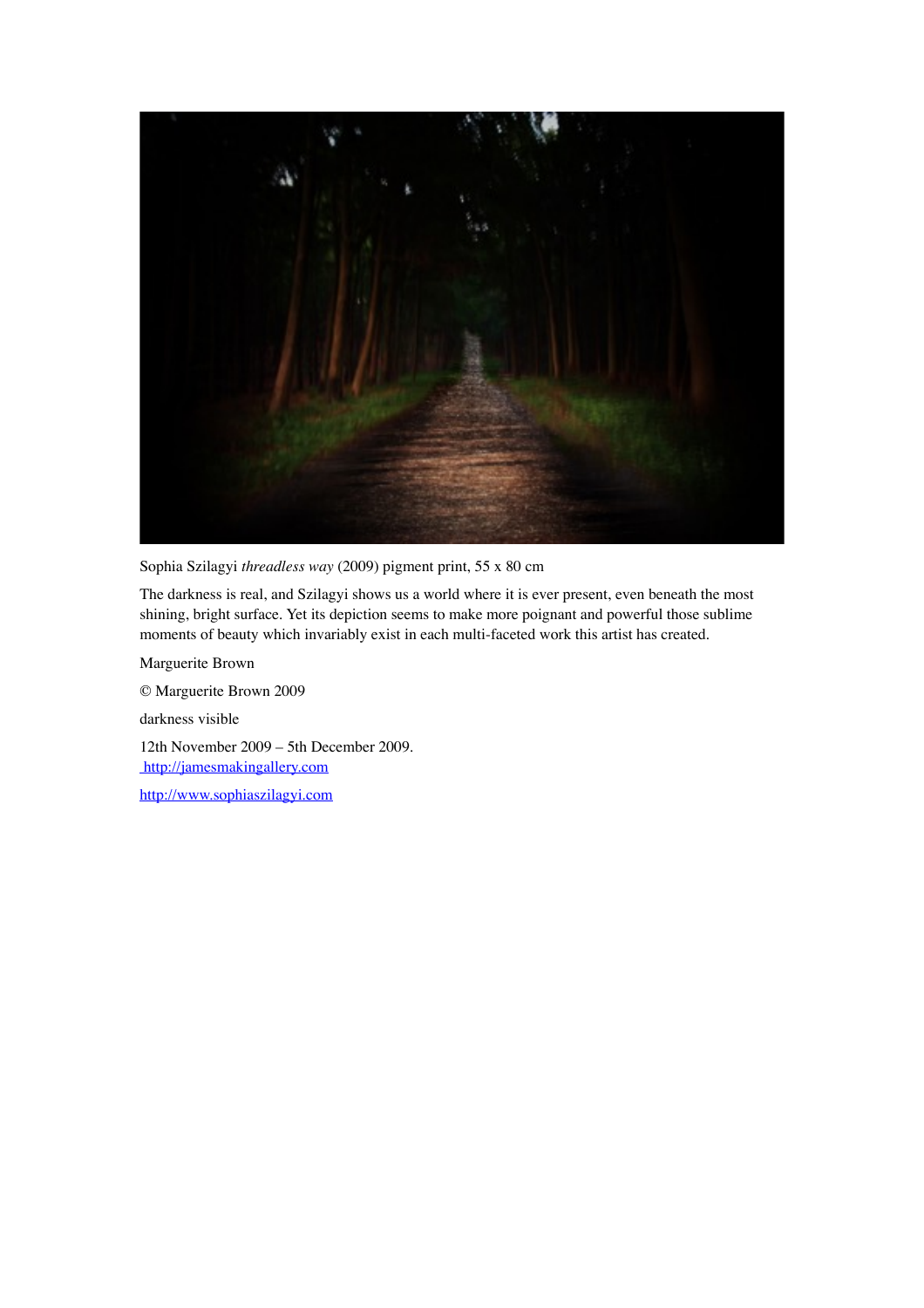Sophia Szilagyi *threadless way* (2009) pigment print, 55 x 80 cm

The darkness is real, and Szilagyi shows us a world where it is ever present, even beneath the most shining, bright surface. Yet its depiction seems to make more poignant and powerful those sublime moments of beauty which invariably exist in each multi-faceted work this artist has created.

Marguerite Brown

© Marguerite Brown 2009

darkness visible

12th November 2009 – 5th December 2009.
http://jamesmakingallery.com

http://www.sophiaszilagyi.com